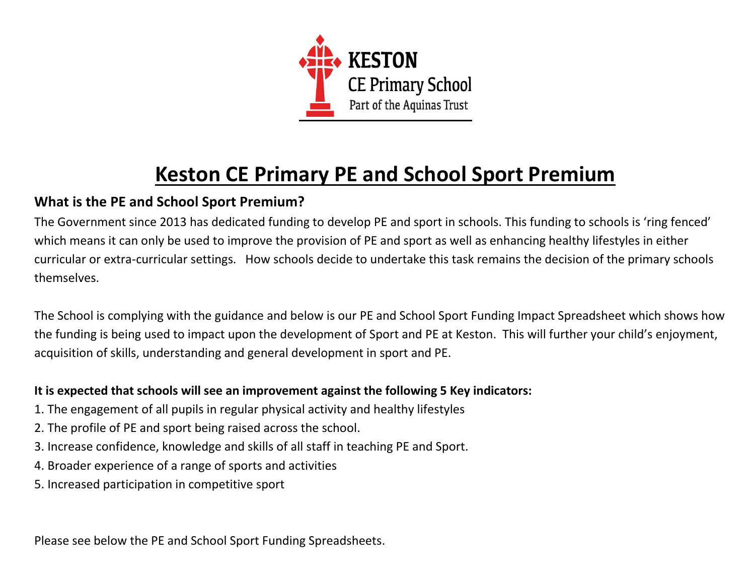KESTON
CE Primary School
Part of the Aquinas Trust

# Keston CE Primary PE and School Sport Premium

## What is the PE and School Sport Premium?

The Government since 2013 has dedicated funding to develop PE and sport in schools. This funding to schools is 'ring fenced' which means it can only be used to improve the provision of PE and sport as well as enhancing healthy lifestyles in either curricular or extra-curricular settings. How schools decide to undertake this task remains the decision of the primary schools themselves.

The School is complying with the guidance and below is our PE and School Sport Funding Impact Spreadsheet which shows how the funding is being used to impact upon the development of Sport and PE at Keston. This will further your child's enjoyment, acquisition of skills, understanding and general development in sport and PE.

**It is expected that schools will see an improvement against the following 5 Key indicators:**

1. The engagement of all pupils in regular physical activity and healthy lifestyles
2. The profile of PE and sport being raised across the school.
3. Increase confidence, knowledge and skills of all staff in teaching PE and Sport.
4. Broader experience of a range of sports and activities
5. Increased participation in competitive sport

Please see below the PE and School Sport Funding Spreadsheets.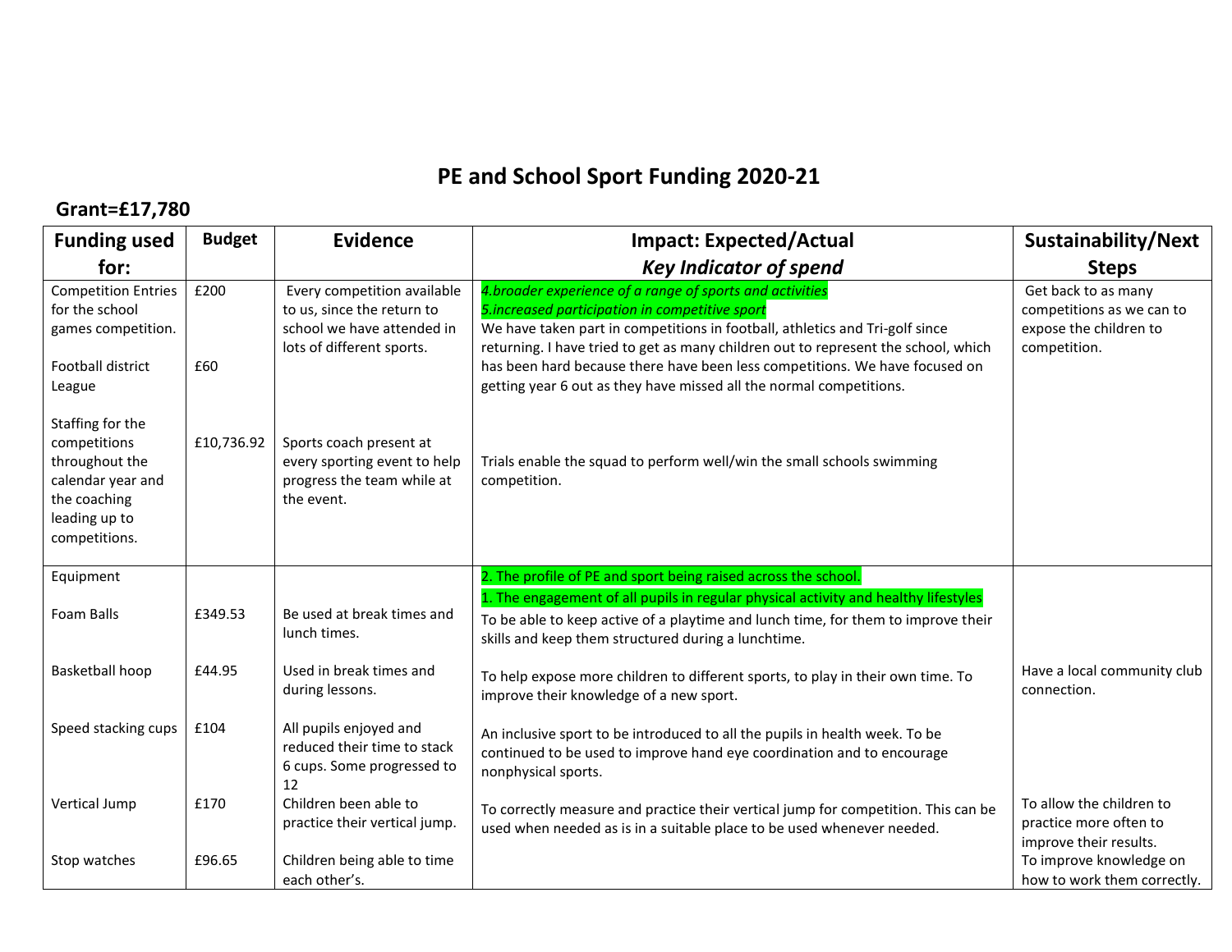# PE and School Sport Funding 2020-21

## Grant=£17,780

| Funding used for: | Budget | Evidence | Impact: Expected/Actual<br>*Key Indicator of spend* | Sustainability/Next Steps |
|---|---|---|---|---|
| Competition Entries for the school games competition. | £200 | Every competition available to us, since the return to school we have attended in lots of different sports. | *4.broader experience of a range of sports and activities*<br>*5.increased participation in competitive sport*<br>We have taken part in competitions in football, athletics and Tri-golf since returning. I have tried to get as many children out to represent the school, which has been hard because there have been less competitions. We have focused on getting year 6 out as they have missed all the normal competitions. | Get back to as many competitions as we can to expose the children to competition. |
| Football district League | £60 | | | |
| Staffing for the competitions throughout the calendar year and the coaching leading up to competitions. | £10,736.92 | Sports coach present at every sporting event to help progress the team while at the event. | Trials enable the squad to perform well/win the small schools swimming competition. | |
| Equipment | | | 2. The profile of PE and sport being raised across the school.<br>1. The engagement of all pupils in regular physical activity and healthy lifestyles | |
| Foam Balls | £349.53 | Be used at break times and lunch times. | To be able to keep active of a playtime and lunch time, for them to improve their skills and keep them structured during a lunchtime. | |
| Basketball hoop | £44.95 | Used in break times and during lessons. | To help expose more children to different sports, to play in their own time. To improve their knowledge of a new sport. | Have a local community club connection. |
| Speed stacking cups | £104 | All pupils enjoyed and reduced their time to stack 6 cups. Some progressed to 12 | An inclusive sport to be introduced to all the pupils in health week. To be continued to be used to improve hand eye coordination and to encourage nonphysical sports. | |
| Vertical Jump | £170 | Children been able to practice their vertical jump. | To correctly measure and practice their vertical jump for competition. This can be used when needed as is in a suitable place to be used whenever needed. | To allow the children to practice more often to improve their results. |
| Stop watches | £96.65 | Children being able to time each other's. | | To improve knowledge on how to work them correctly. |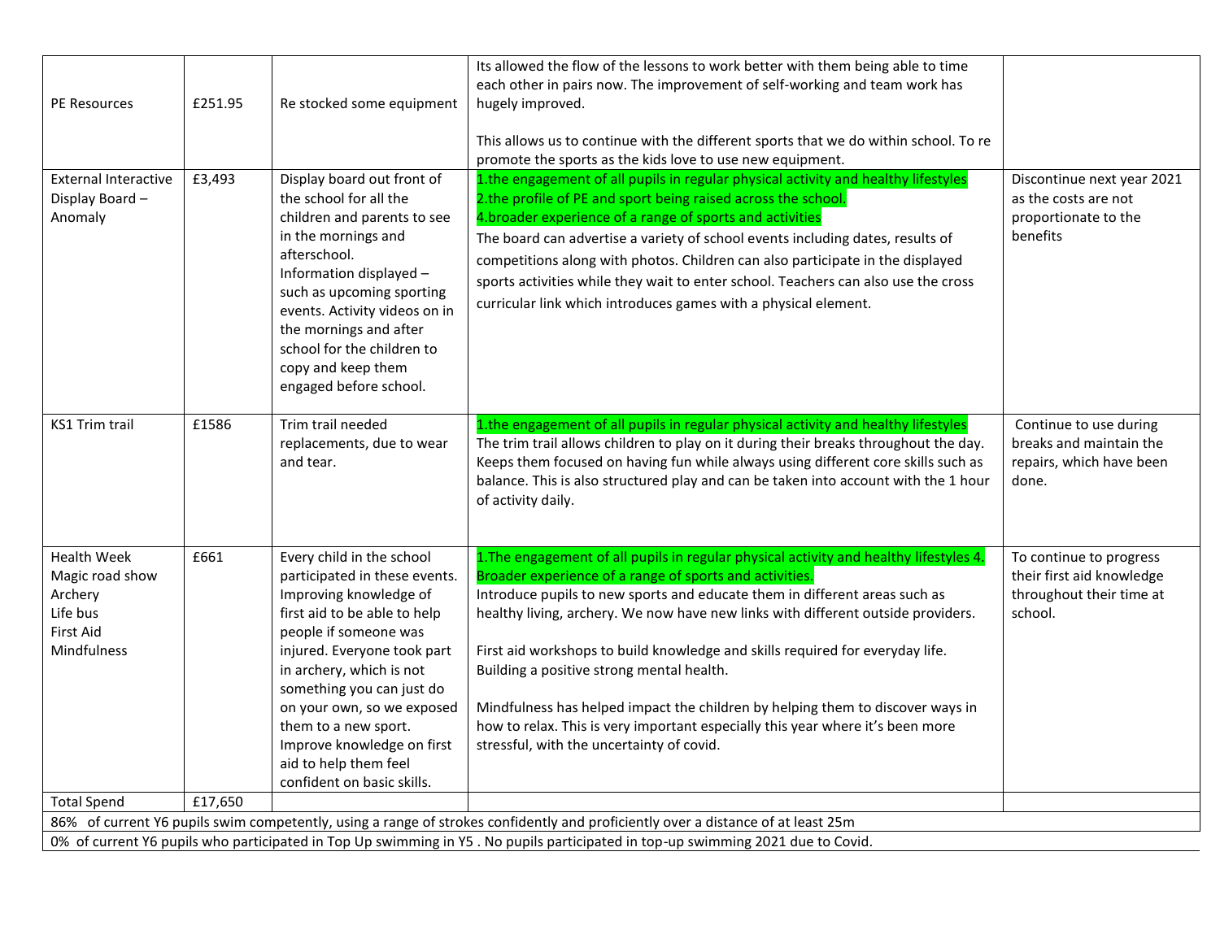| | | | | |
|---|---|---|---|---|
| PE Resources | £251.95 | Re stocked some equipment | Its allowed the flow of the lessons to work better with them being able to time each other in pairs now. The improvement of self-working and team work has hugely improved.<br><br>This allows us to continue with the different sports that we do within school. To re promote the sports as the kids love to use new equipment. | |
| External Interactive Display Board – Anomaly | £3,493 | Display board out front of the school for all the children and parents to see in the mornings and afterschool.<br>Information displayed – such as upcoming sporting events. Activity videos on in the mornings and after school for the children to copy and keep them engaged before school. | 1.the engagement of all pupils in regular physical activity and healthy lifestyles<br>2.the profile of PE and sport being raised across the school.<br>4.broader experience of a range of sports and activities<br>The board can advertise a variety of school events including dates, results of competitions along with photos. Children can also participate in the displayed sports activities while they wait to enter school. Teachers can also use the cross curricular link which introduces games with a physical element. | Discontinue next year 2021 as the costs are not proportionate to the benefits |
| KS1 Trim trail | £1586 | Trim trail needed replacements, due to wear and tear. | 1.the engagement of all pupils in regular physical activity and healthy lifestyles<br>The trim trail allows children to play on it during their breaks throughout the day. Keeps them focused on having fun while always using different core skills such as balance. This is also structured play and can be taken into account with the 1 hour of activity daily. | Continue to use during breaks and maintain the repairs, which have been done. |
| Health Week<br>Magic road show<br>Archery<br>Life bus<br>First Aid<br>Mindfulness | £661 | Every child in the school participated in these events. Improving knowledge of first aid to be able to help people if someone was injured. Everyone took part in archery, which is not something you can just do on your own, so we exposed them to a new sport. Improve knowledge on first aid to help them feel confident on basic skills. | 1.The engagement of all pupils in regular physical activity and healthy lifestyles 4. Broader experience of a range of sports and activities.<br>Introduce pupils to new sports and educate them in different areas such as healthy living, archery. We now have new links with different outside providers.<br><br>First aid workshops to build knowledge and skills required for everyday life. Building a positive strong mental health.<br><br>Mindfulness has helped impact the children by helping them to discover ways in how to relax. This is very important especially this year where it's been more stressful, with the uncertainty of covid. | To continue to progress their first aid knowledge throughout their time at school. |
| Total Spend | £17,650 | | | |
| 86% of current Y6 pupils swim competently, using a range of strokes confidently and proficiently over a distance of at least 25m | | | | |
| 0% of current Y6 pupils who participated in Top Up swimming in Y5 . No pupils participated in top-up swimming 2021 due to Covid. | | | | |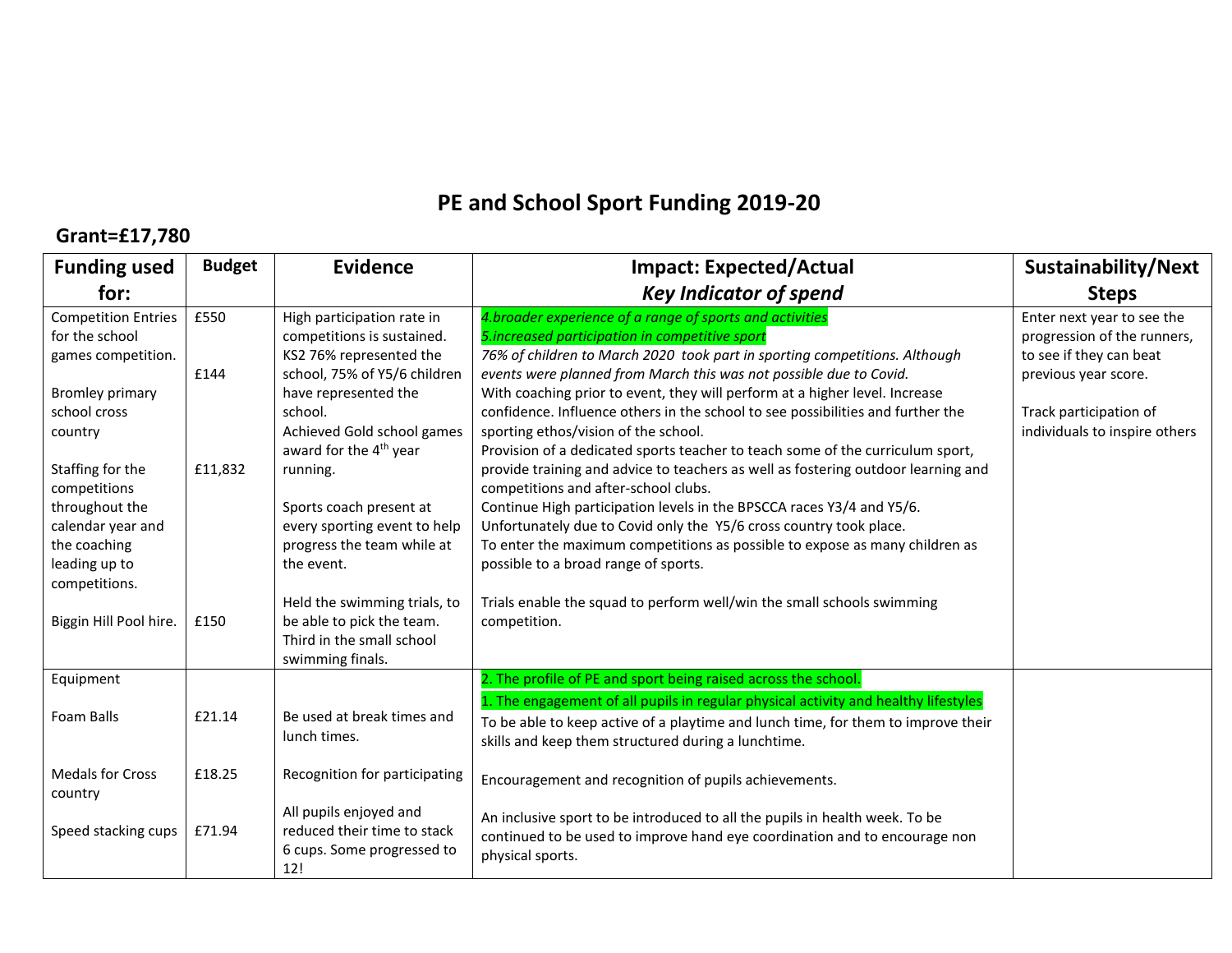# PE and School Sport Funding 2019-20

## Grant=£17,780

| Funding used for: | Budget | Evidence | Impact: Expected/Actual *Key Indicator of spend* | Sustainability/Next Steps |
|---|---|---|---|---|
| Competition Entries for the school games competition.<br><br>Bromley primary school cross country<br><br>Staffing for the competitions throughout the calendar year and the coaching leading up to competitions.<br><br>Biggin Hill Pool hire. | £550<br><br>£144<br><br>£11,832<br><br>£150 | High participation rate in competitions is sustained. KS2 76% represented the school, 75% of Y5/6 children have represented the school.<br>Achieved Gold school games award for the 4th year running.<br><br>Sports coach present at every sporting event to help progress the team while at the event.<br><br>Held the swimming trials, to be able to pick the team. Third in the small school swimming finals. | *4.broader experience of a range of sports and activities*<br>*5.increased participation in competitive sport*<br>*76% of children to March 2020 took part in sporting competitions. Although events were planned from March this was not possible due to Covid.*<br>With coaching prior to event, they will perform at a higher level. Increase confidence. Influence others in the school to see possibilities and further the sporting ethos/vision of the school.<br>Provision of a dedicated sports teacher to teach some of the curriculum sport, provide training and advice to teachers as well as fostering outdoor learning and competitions and after-school clubs.<br>Continue High participation levels in the BPSCCA races Y3/4 and Y5/6. Unfortunately due to Covid only the Y5/6 cross country took place.<br>To enter the maximum competitions as possible to expose as many children as possible to a broad range of sports.<br><br>Trials enable the squad to perform well/win the small schools swimming competition. | Enter next year to see the progression of the runners, to see if they can beat previous year score.<br><br>Track participation of individuals to inspire others |
| Equipment<br><br>Foam Balls<br><br>Medals for Cross country<br><br>Speed stacking cups | <br><br>£21.14<br><br>£18.25<br><br>£71.94 | <br><br>Be used at break times and lunch times.<br><br>Recognition for participating<br><br>All pupils enjoyed and reduced their time to stack 6 cups. Some progressed to 12! | 2. The profile of PE and sport being raised across the school.<br>1. The engagement of all pupils in regular physical activity and healthy lifestyles<br>To be able to keep active of a playtime and lunch time, for them to improve their skills and keep them structured during a lunchtime.<br><br>Encouragement and recognition of pupils achievements.<br><br>An inclusive sport to be introduced to all the pupils in health week. To be continued to be used to improve hand eye coordination and to encourage non physical sports. | |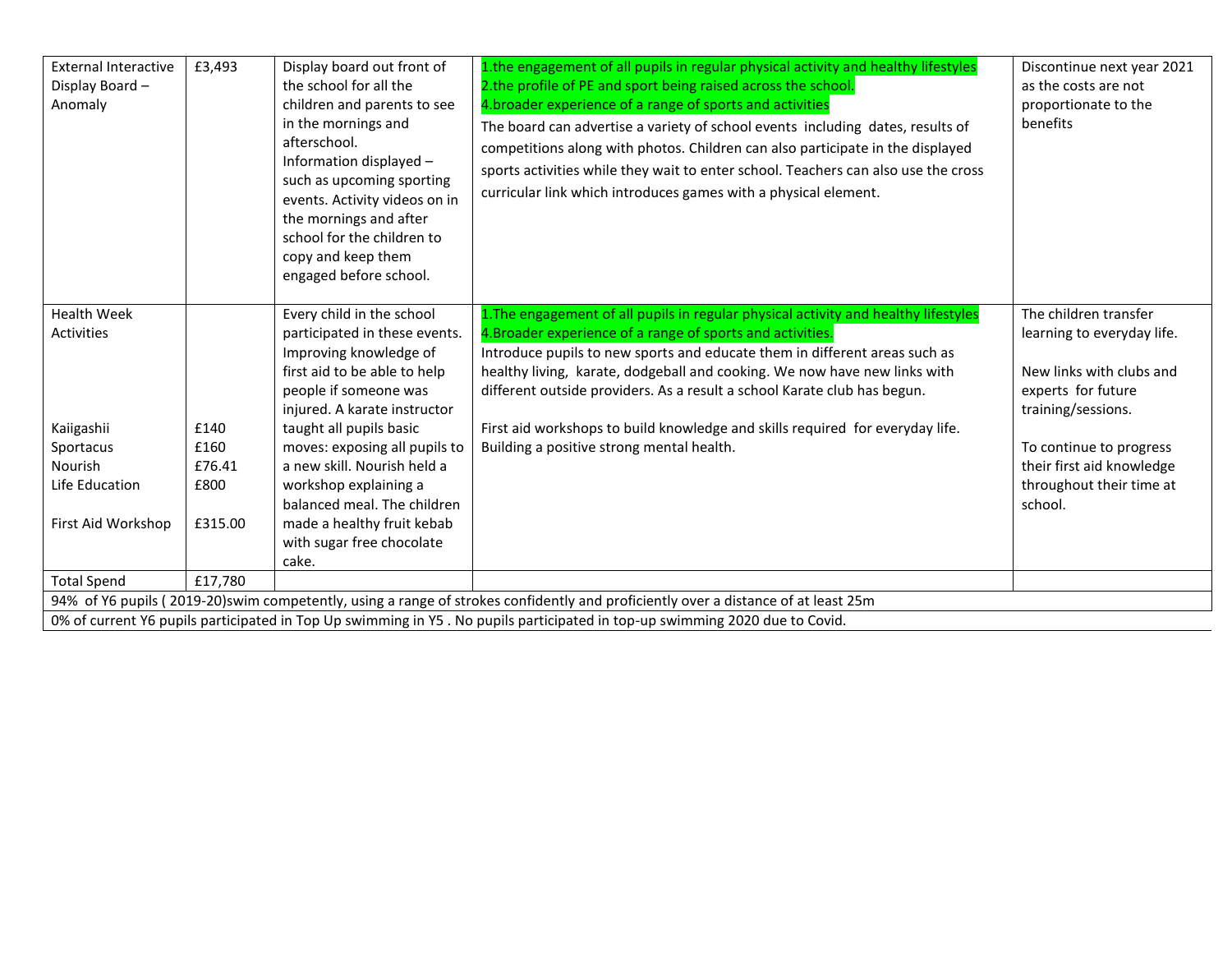| | | | | |
|---|---|---|---|---|
| External Interactive Display Board – Anomaly | £3,493 | Display board out front of the school for all the children and parents to see in the mornings and afterschool.<br>Information displayed – such as upcoming sporting events. Activity videos on in the mornings and after school for the children to copy and keep them engaged before school. | 1.the engagement of all pupils in regular physical activity and healthy lifestyles<br>2.the profile of PE and sport being raised across the school.<br>4.broader experience of a range of sports and activities<br>The board can advertise a variety of school events including dates, results of competitions along with photos. Children can also participate in the displayed sports activities while they wait to enter school. Teachers can also use the cross curricular link which introduces games with a physical element. | Discontinue next year 2021 as the costs are not proportionate to the benefits |
| Health Week Activities<br><br>Kaiigashii<br>Sportacus<br>Nourish<br>Life Education<br><br>First Aid Workshop | <br><br>£140<br>£160<br>£76.41<br>£800<br><br>£315.00 | Every child in the school participated in these events. Improving knowledge of first aid to be able to help people if someone was injured. A karate instructor taught all pupils basic moves: exposing all pupils to a new skill. Nourish held a workshop explaining a balanced meal. The children made a healthy fruit kebab with sugar free chocolate cake. | 1.The engagement of all pupils in regular physical activity and healthy lifestyles<br>4.Broader experience of a range of sports and activities.<br>Introduce pupils to new sports and educate them in different areas such as healthy living, karate, dodgeball and cooking. We now have new links with different outside providers. As a result a school Karate club has begun.<br><br>First aid workshops to build knowledge and skills required for everyday life. Building a positive strong mental health. | The children transfer learning to everyday life.<br><br>New links with clubs and experts for future training/sessions.<br><br>To continue to progress their first aid knowledge throughout their time at school. |
| Total Spend | £17,780 | | | |
| 94% of Y6 pupils ( 2019-20)swim competently, using a range of strokes confidently and proficiently over a distance of at least 25m | | | | |
| 0% of current Y6 pupils participated in Top Up swimming in Y5 . No pupils participated in top-up swimming 2020 due to Covid. | | | | |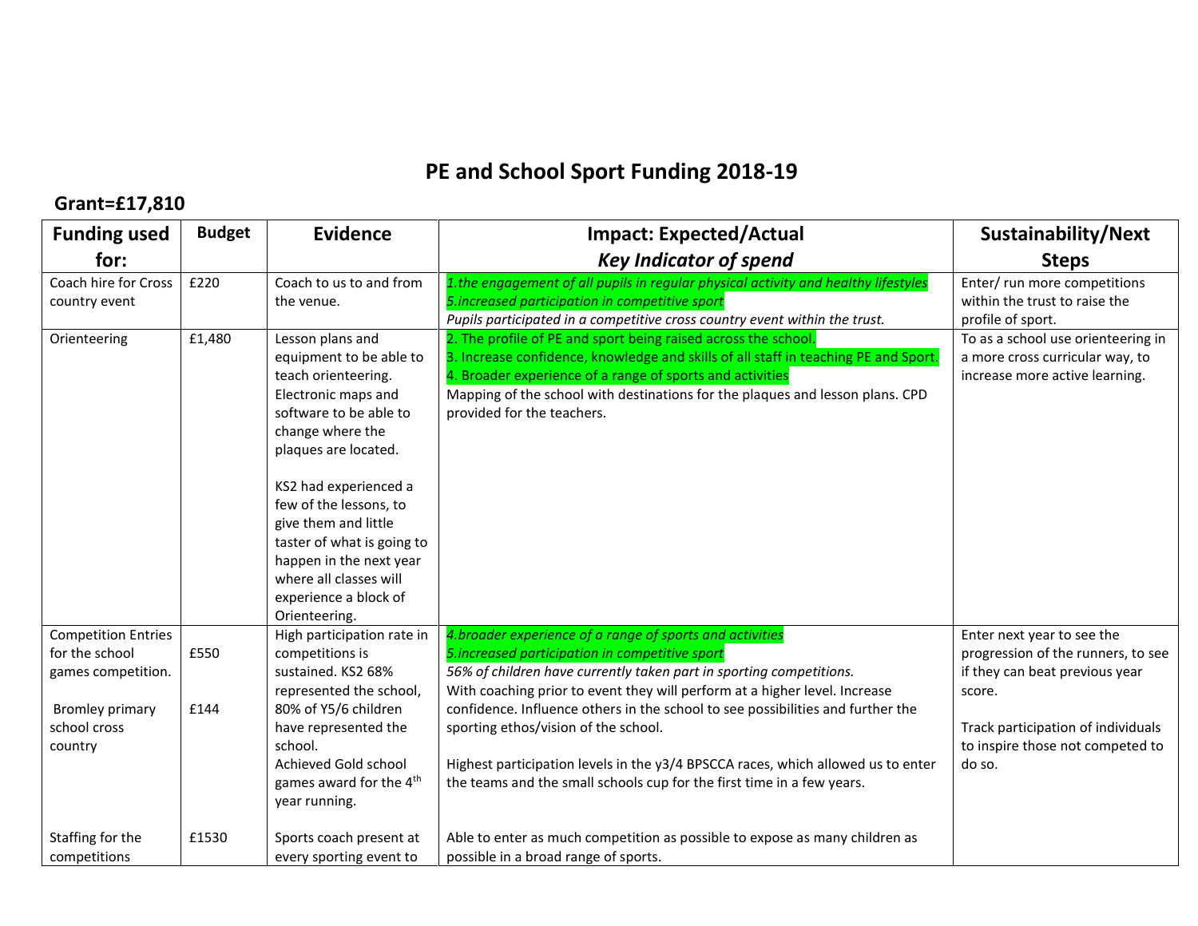# PE and School Sport Funding 2018-19

## Grant=£17,810

| Funding used for: | Budget | Evidence | Impact: Expected/Actual *Key Indicator of spend* | Sustainability/Next Steps |
|---|---|---|---|---|
| Coach hire for Cross country event | £220 | Coach to us to and from the venue. | *1.the engagement of all pupils in regular physical activity and healthy lifestyles*<br>*5.increased participation in competitive sport*<br>*Pupils participated in a competitive cross country event within the trust.* | Enter/ run more competitions within the trust to raise the profile of sport. |
| Orienteering | £1,480 | Lesson plans and equipment to be able to teach orienteering. Electronic maps and software to be able to change where the plaques are located.<br><br>KS2 had experienced a few of the lessons, to give them and little taster of what is going to happen in the next year where all classes will experience a block of Orienteering. | 2. The profile of PE and sport being raised across the school.<br>3. Increase confidence, knowledge and skills of all staff in teaching PE and Sport.<br>4. Broader experience of a range of sports and activities<br>Mapping of the school with destinations for the plaques and lesson plans. CPD provided for the teachers. | To as a school use orienteering in a more cross curricular way, to increase more active learning. |
| Competition Entries for the school games competition.<br><br>Bromley primary school cross country | £550<br><br><br>£144 | High participation rate in competitions is sustained. KS2 68% represented the school, 80% of Y5/6 children have represented the school.<br>Achieved Gold school games award for the 4th year running. | *4.broader experience of a range of sports and activities*<br>*5.increased participation in competitive sport*<br>*56% of children have currently taken part in sporting competitions.*<br>With coaching prior to event they will perform at a higher level. Increase confidence. Influence others in the school to see possibilities and further the sporting ethos/vision of the school.<br><br>Highest participation levels in the y3/4 BPSCCA races, which allowed us to enter the teams and the small schools cup for the first time in a few years. | Enter next year to see the progression of the runners, to see if they can beat previous year score.<br><br>Track participation of individuals to inspire those not competed to do so. |
| Staffing for the competitions | £1530 | Sports coach present at every sporting event to | Able to enter as much competition as possible to expose as many children as possible in a broad range of sports. | |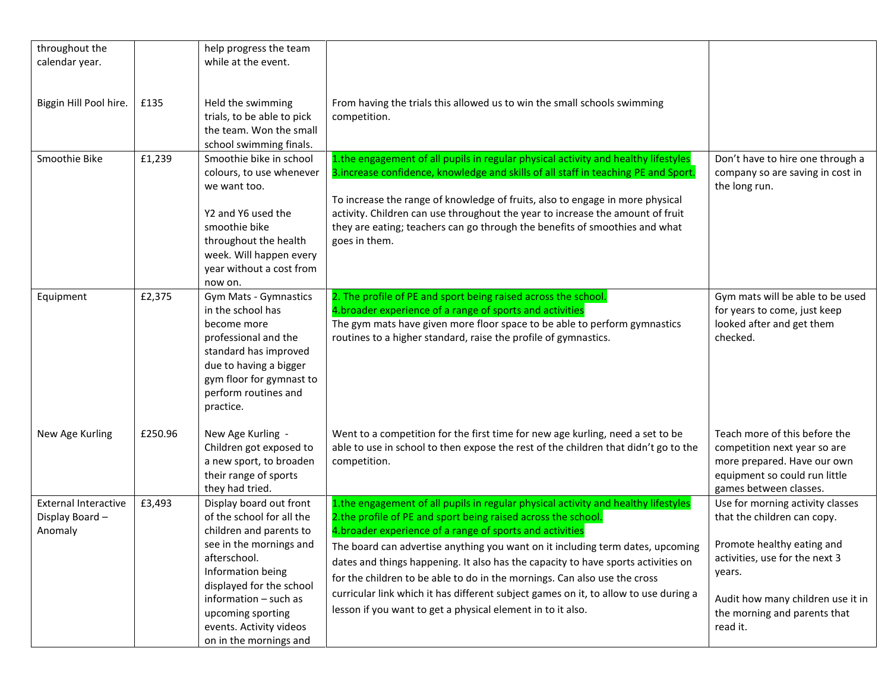| | | | | |
|---|---|---|---|---|
| throughout the calendar year. | | help progress the team while at the event. | | |
| Biggin Hill Pool hire. | £135 | Held the swimming trials, to be able to pick the team. Won the small school swimming finals. | From having the trials this allowed us to win the small schools swimming competition. | |
| Smoothie Bike | £1,239 | Smoothie bike in school colours, to use whenever we want too.<br><br>Y2 and Y6 used the smoothie bike throughout the health week. Will happen every year without a cost from now on. | 1.the engagement of all pupils in regular physical activity and healthy lifestyles<br>3.increase confidence, knowledge and skills of all staff in teaching PE and Sport.<br><br>To increase the range of knowledge of fruits, also to engage in more physical activity. Children can use throughout the year to increase the amount of fruit they are eating; teachers can go through the benefits of smoothies and what goes in them. | Don't have to hire one through a company so are saving in cost in the long run. |
| Equipment | £2,375 | Gym Mats - Gymnastics in the school has become more professional and the standard has improved due to having a bigger gym floor for gymnast to perform routines and practice. | 2. The profile of PE and sport being raised across the school.<br>4.broader experience of a range of sports and activities<br>The gym mats have given more floor space to be able to perform gymnastics routines to a higher standard, raise the profile of gymnastics. | Gym mats will be able to be used for years to come, just keep looked after and get them checked. |
| New Age Kurling | £250.96 | New Age Kurling - Children got exposed to a new sport, to broaden their range of sports they had tried. | Went to a competition for the first time for new age kurling, need a set to be able to use in school to then expose the rest of the children that didn't go to the competition. | Teach more of this before the competition next year so are more prepared. Have our own equipment so could run little games between classes. |
| External Interactive Display Board – Anomaly | £3,493 | Display board out front of the school for all the children and parents to see in the mornings and afterschool. Information being displayed for the school information – such as upcoming sporting events. Activity videos on in the mornings and | 1.the engagement of all pupils in regular physical activity and healthy lifestyles<br>2.the profile of PE and sport being raised across the school.<br>4.broader experience of a range of sports and activities<br>The board can advertise anything you want on it including term dates, upcoming dates and things happening. It also has the capacity to have sports activities on for the children to be able to do in the mornings. Can also use the cross curricular link which it has different subject games on it, to allow to use during a lesson if you want to get a physical element in to it also. | Use for morning activity classes that the children can copy.<br><br>Promote healthy eating and activities, use for the next 3 years.<br><br>Audit how many children use it in the morning and parents that read it. |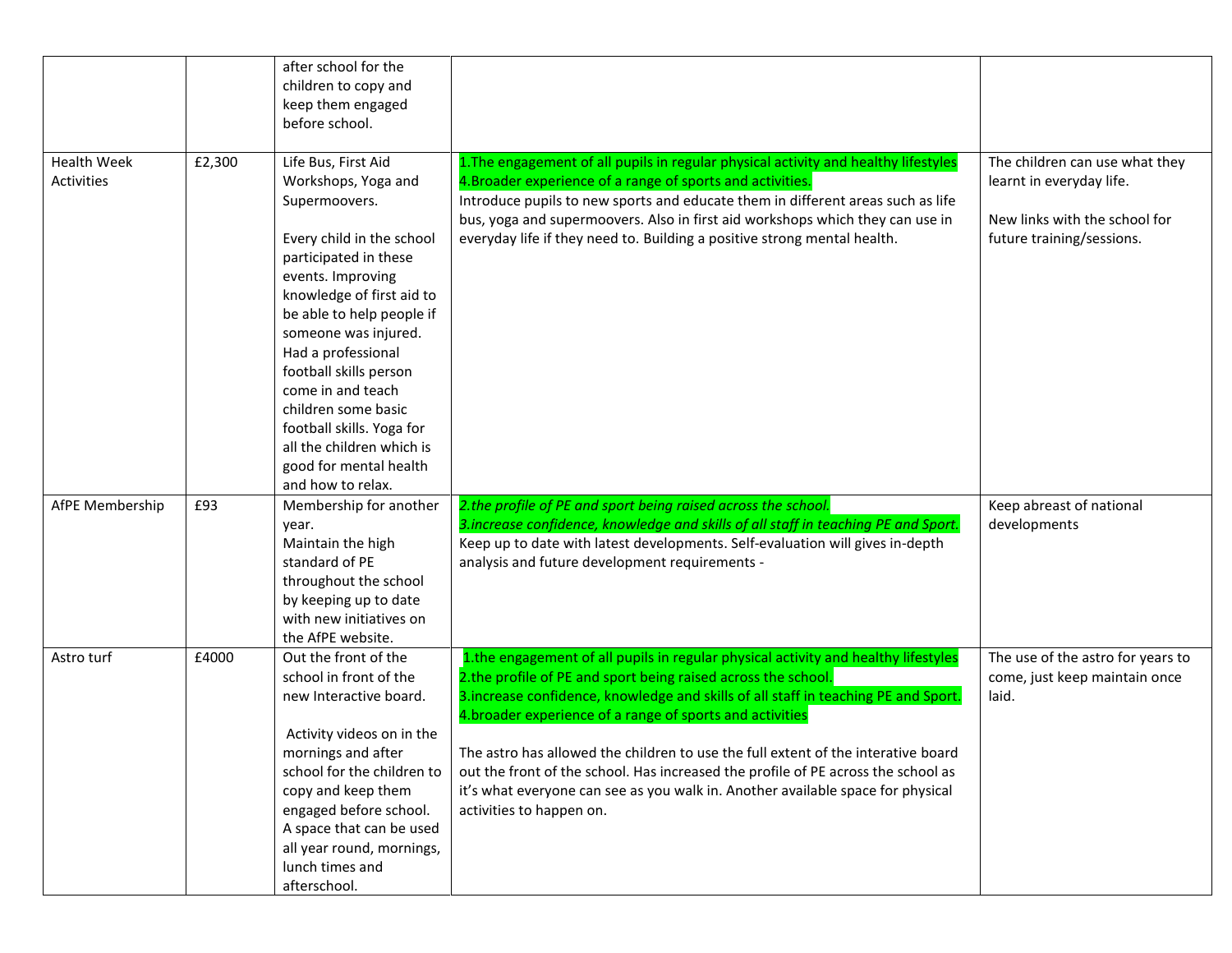| | | | | |
|---|---|---|---|---|
| | | after school for the children to copy and keep them engaged before school. | | |
| Health Week Activities | £2,300 | Life Bus, First Aid Workshops, Yoga and Supermoovers.<br><br>Every child in the school participated in these events. Improving knowledge of first aid to be able to help people if someone was injured. Had a professional football skills person come in and teach children some basic football skills. Yoga for all the children which is good for mental health and how to relax. | 1.The engagement of all pupils in regular physical activity and healthy lifestyles<br>4.Broader experience of a range of sports and activities.<br>Introduce pupils to new sports and educate them in different areas such as life bus, yoga and supermoovers. Also in first aid workshops which they can use in everyday life if they need to. Building a positive strong mental health. | The children can use what they learnt in everyday life.<br><br>New links with the school for future training/sessions. |
| AfPE Membership | £93 | Membership for another year.<br>Maintain the high standard of PE throughout the school by keeping up to date with new initiatives on the AfPE website. | *2.the profile of PE and sport being raised across the school.*<br>*3.increase confidence, knowledge and skills of all staff in teaching PE and Sport.*<br>Keep up to date with latest developments. Self-evaluation will gives in-depth analysis and future development requirements - | Keep abreast of national developments |
| Astro turf | £4000 | Out the front of the school in front of the new Interactive board.<br><br>Activity videos on in the mornings and after school for the children to copy and keep them engaged before school. A space that can be used all year round, mornings, lunch times and afterschool. | 1.the engagement of all pupils in regular physical activity and healthy lifestyles<br>2.the profile of PE and sport being raised across the school.<br>3.increase confidence, knowledge and skills of all staff in teaching PE and Sport.<br>4.broader experience of a range of sports and activities<br><br>The astro has allowed the children to use the full extent of the interative board out the front of the school. Has increased the profile of PE across the school as it's what everyone can see as you walk in. Another available space for physical activities to happen on. | The use of the astro for years to come, just keep maintain once laid. |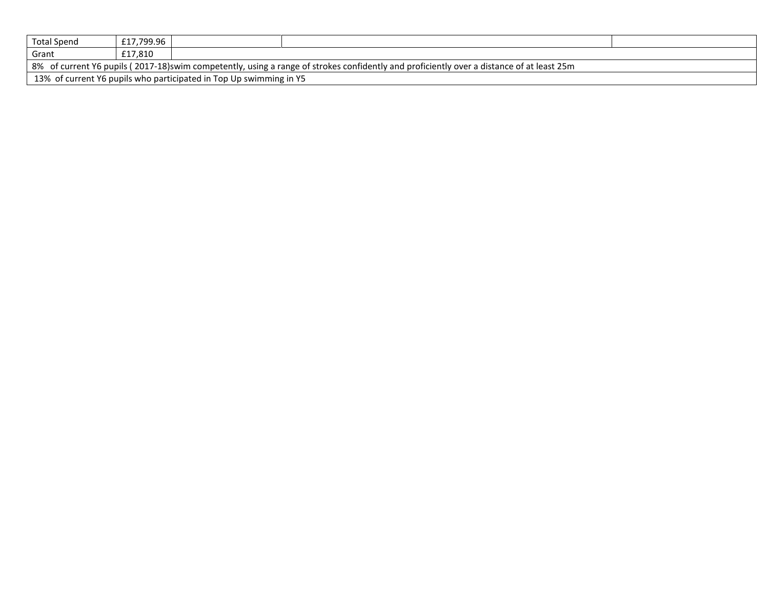| | | | | |
|---|---|---|---|---|
| Total Spend | £17,799.96 | | | |
| Grant | £17,810 | | | |
| 8%  of current Y6 pupils ( 2017-18)swim competently, using a range of strokes confidently and proficiently over a distance of at least 25m | | | | |
| 13%  of current Y6 pupils who participated in Top Up swimming in Y5 | | | | |